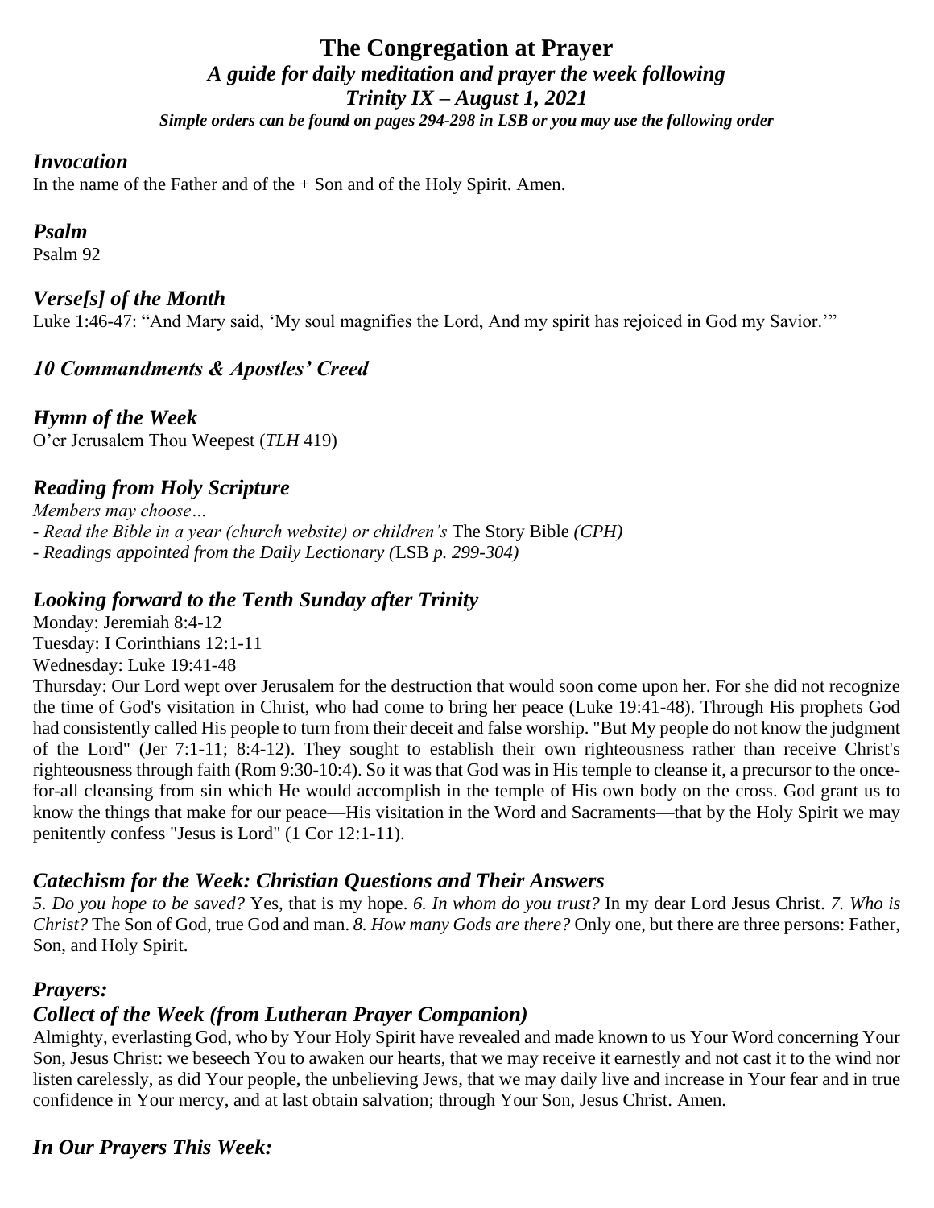# The Congregation at Prayer

### *A guide for daily meditation and prayer the week following*
### *Trinity IX – August 1, 2021*

***Simple orders can be found on pages 294-298 in LSB or you may use the following order***

## *Invocation*

In the name of the Father and of the + Son and of the Holy Spirit. Amen.

## *Psalm*

Psalm 92

## *Verse[s] of the Month*

Luke 1:46-47: "And Mary said, 'My soul magnifies the Lord, And my spirit has rejoiced in God my Savior.'"

## *10 Commandments & Apostles' Creed*

## *Hymn of the Week*

O'er Jerusalem Thou Weepest (*TLH* 419)

## *Reading from Holy Scripture*

*Members may choose…*

- *Read the Bible in a year (church website) or children's* The Story Bible *(CPH)*
- *Readings appointed from the Daily Lectionary (*LSB *p. 299-304)*

## *Looking forward to the Tenth Sunday after Trinity*

Monday: Jeremiah 8:4-12
Tuesday: I Corinthians 12:1-11
Wednesday: Luke 19:41-48
Thursday: Our Lord wept over Jerusalem for the destruction that would soon come upon her. For she did not recognize the time of God's visitation in Christ, who had come to bring her peace (Luke 19:41-48). Through His prophets God had consistently called His people to turn from their deceit and false worship. "But My people do not know the judgment of the Lord" (Jer 7:1-11; 8:4-12). They sought to establish their own righteousness rather than receive Christ's righteousness through faith (Rom 9:30-10:4). So it was that God was in His temple to cleanse it, a precursor to the once-for-all cleansing from sin which He would accomplish in the temple of His own body on the cross. God grant us to know the things that make for our peace—His visitation in the Word and Sacraments—that by the Holy Spirit we may penitently confess "Jesus is Lord" (1 Cor 12:1-11).

## *Catechism for the Week: Christian Questions and Their Answers*

*5. Do you hope to be saved?* Yes, that is my hope. *6. In whom do you trust?* In my dear Lord Jesus Christ. *7. Who is Christ?* The Son of God, true God and man. *8. How many Gods are there?* Only one, but there are three persons: Father, Son, and Holy Spirit.

## *Prayers:*

## *Collect of the Week (from Lutheran Prayer Companion)*

Almighty, everlasting God, who by Your Holy Spirit have revealed and made known to us Your Word concerning Your Son, Jesus Christ: we beseech You to awaken our hearts, that we may receive it earnestly and not cast it to the wind nor listen carelessly, as did Your people, the unbelieving Jews, that we may daily live and increase in Your fear and in true confidence in Your mercy, and at last obtain salvation; through Your Son, Jesus Christ. Amen.

## *In Our Prayers This Week:*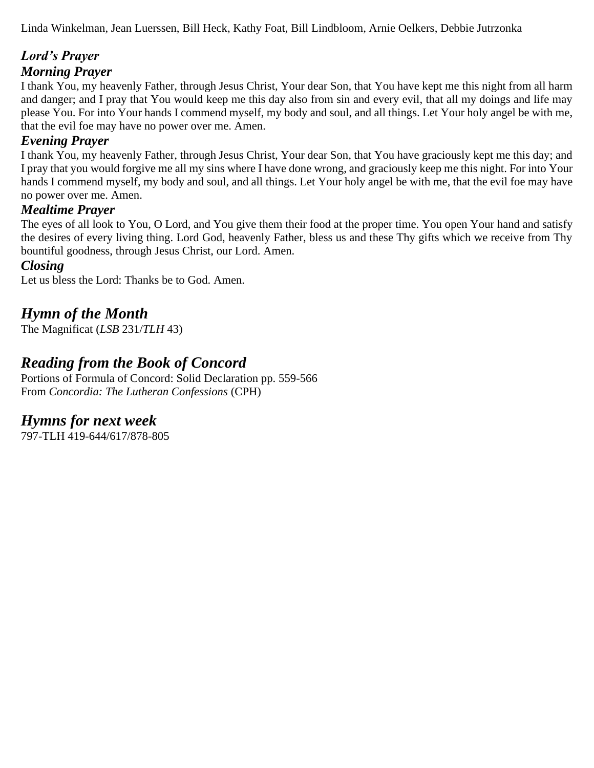Linda Winkelman, Jean Luerssen, Bill Heck, Kathy Foat, Bill Lindbloom, Arnie Oelkers, Debbie Jutrzonka

***Lord's Prayer***

***Morning Prayer***

I thank You, my heavenly Father, through Jesus Christ, Your dear Son, that You have kept me this night from all harm and danger; and I pray that You would keep me this day also from sin and every evil, that all my doings and life may please You. For into Your hands I commend myself, my body and soul, and all things. Let Your holy angel be with me, that the evil foe may have no power over me. Amen.

***Evening Prayer***

I thank You, my heavenly Father, through Jesus Christ, Your dear Son, that You have graciously kept me this day; and I pray that you would forgive me all my sins where I have done wrong, and graciously keep me this night. For into Your hands I commend myself, my body and soul, and all things. Let Your holy angel be with me, that the evil foe may have no power over me. Amen.

***Mealtime Prayer***

The eyes of all look to You, O Lord, and You give them their food at the proper time. You open Your hand and satisfy the desires of every living thing. Lord God, heavenly Father, bless us and these Thy gifts which we receive from Thy bountiful goodness, through Jesus Christ, our Lord. Amen.

***Closing***

Let us bless the Lord: Thanks be to God. Amen.

## *Hymn of the Month*

The Magnificat (*LSB* 231/*TLH* 43)

## *Reading from the Book of Concord*

Portions of Formula of Concord: Solid Declaration pp. 559-566
From *Concordia: The Lutheran Confessions* (CPH)

## *Hymns for next week*

797-TLH 419-644/617/878-805